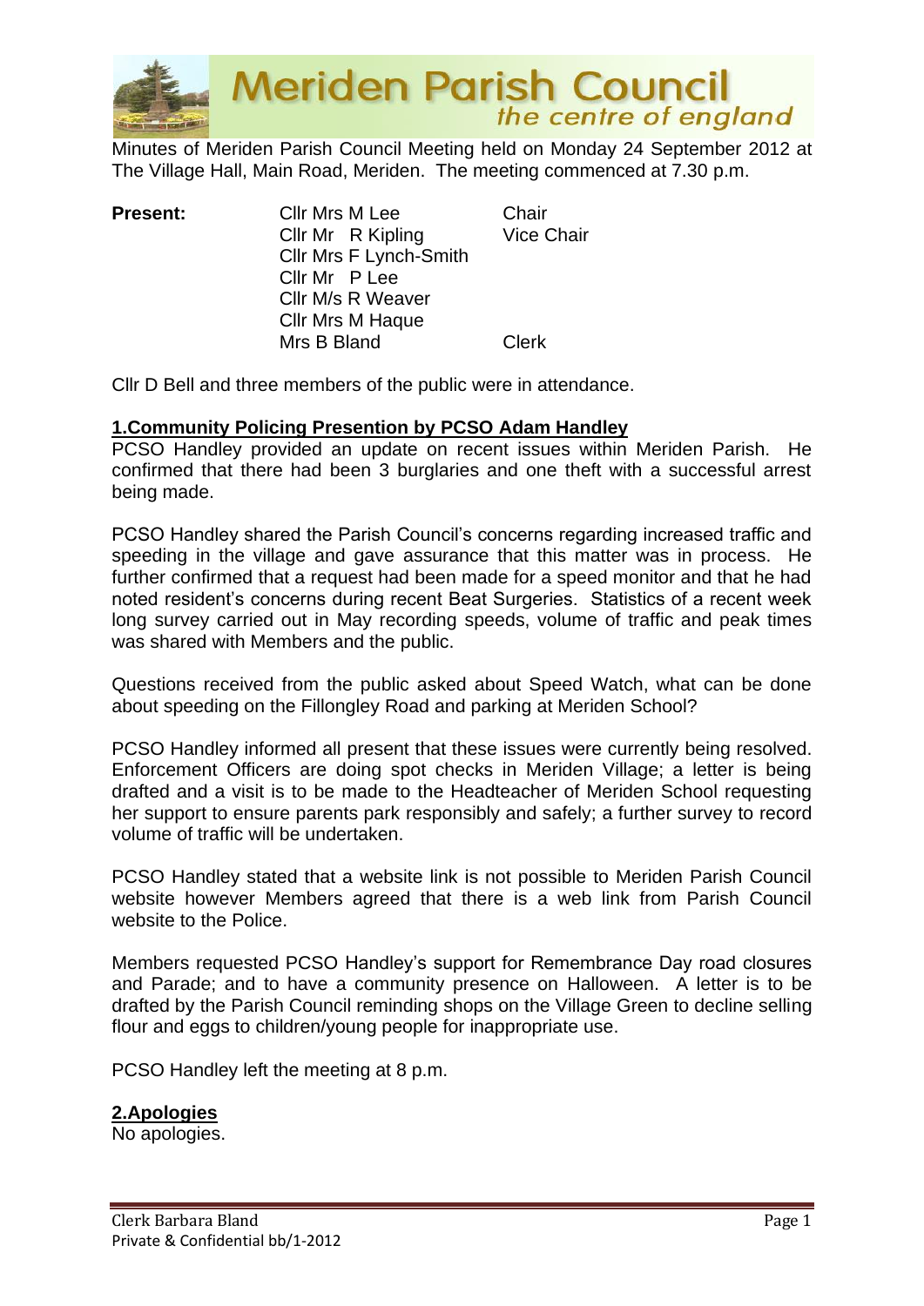# Meriden Parish Council
*the centre of england*

Minutes of Meriden Parish Council Meeting held on Monday 24 September 2012 at The Village Hall, Main Road, Meriden. The meeting commenced at 7.30 p.m.

| **Present:** | | |
|---|---|---|
| | Cllr Mrs M Lee | Chair |
| | Cllr Mr R Kipling | Vice Chair |
| | Cllr Mrs F Lynch-Smith | |
| | Cllr Mr P Lee | |
| | Cllr M/s R Weaver | |
| | Cllr Mrs M Haque | |
| | Mrs B Bland | Clerk |

Cllr D Bell and three members of the public were in attendance.

**1.Community Policing Presention by PCSO Adam Handley**

PCSO Handley provided an update on recent issues within Meriden Parish. He confirmed that there had been 3 burglaries and one theft with a successful arrest being made.

PCSO Handley shared the Parish Council's concerns regarding increased traffic and speeding in the village and gave assurance that this matter was in process. He further confirmed that a request had been made for a speed monitor and that he had noted resident's concerns during recent Beat Surgeries. Statistics of a recent week long survey carried out in May recording speeds, volume of traffic and peak times was shared with Members and the public.

Questions received from the public asked about Speed Watch, what can be done about speeding on the Fillongley Road and parking at Meriden School?

PCSO Handley informed all present that these issues were currently being resolved. Enforcement Officers are doing spot checks in Meriden Village; a letter is being drafted and a visit is to be made to the Headteacher of Meriden School requesting her support to ensure parents park responsibly and safely; a further survey to record volume of traffic will be undertaken.

PCSO Handley stated that a website link is not possible to Meriden Parish Council website however Members agreed that there is a web link from Parish Council website to the Police.

Members requested PCSO Handley's support for Remembrance Day road closures and Parade; and to have a community presence on Halloween. A letter is to be drafted by the Parish Council reminding shops on the Village Green to decline selling flour and eggs to children/young people for inappropriate use.

PCSO Handley left the meeting at 8 p.m.

**2.Apologies**

No apologies.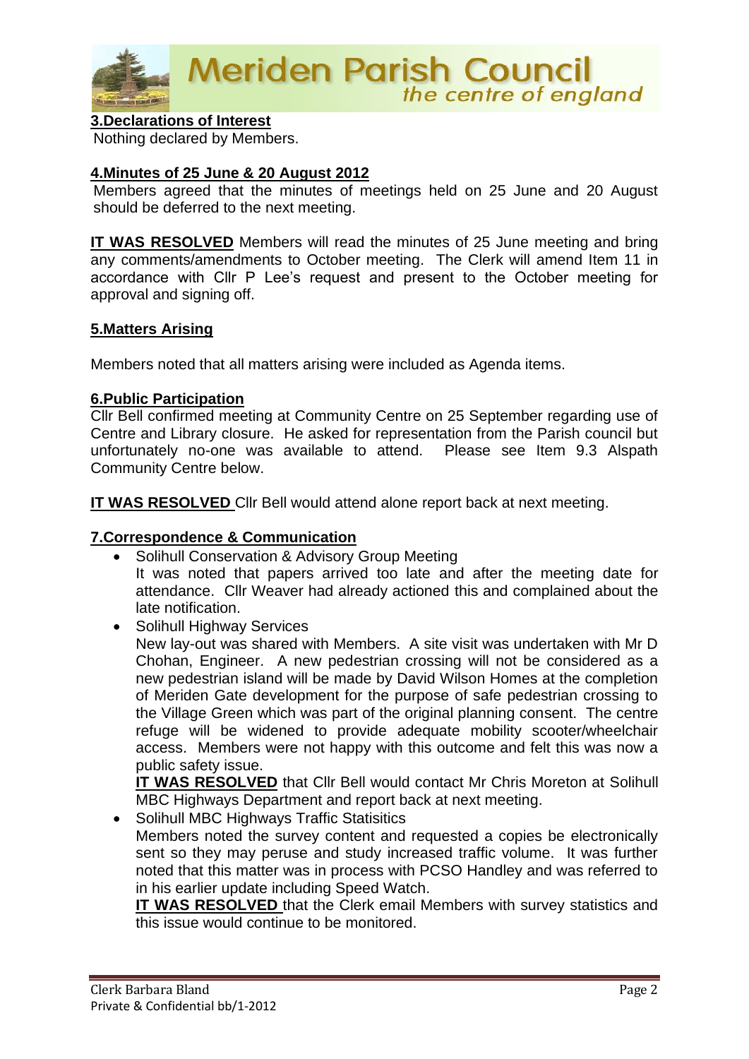**3.Declarations of Interest**

Nothing declared by Members.

**4.Minutes of 25 June & 20 August 2012**

Members agreed that the minutes of meetings held on 25 June and 20 August should be deferred to the next meeting.

**IT WAS RESOLVED** Members will read the minutes of 25 June meeting and bring any comments/amendments to October meeting. The Clerk will amend Item 11 in accordance with Cllr P Lee's request and present to the October meeting for approval and signing off.

**5.Matters Arising**

Members noted that all matters arising were included as Agenda items.

**6.Public Participation**

Cllr Bell confirmed meeting at Community Centre on 25 September regarding use of Centre and Library closure. He asked for representation from the Parish council but unfortunately no-one was available to attend. Please see Item 9.3 Alspath Community Centre below.

**IT WAS RESOLVED** Cllr Bell would attend alone report back at next meeting.

**7.Correspondence & Communication**

- Solihull Conservation & Advisory Group Meeting
  It was noted that papers arrived too late and after the meeting date for attendance. Cllr Weaver had already actioned this and complained about the late notification.
- Solihull Highway Services
  New lay-out was shared with Members. A site visit was undertaken with Mr D Chohan, Engineer. A new pedestrian crossing will not be considered as a new pedestrian island will be made by David Wilson Homes at the completion of Meriden Gate development for the purpose of safe pedestrian crossing to the Village Green which was part of the original planning consent. The centre refuge will be widened to provide adequate mobility scooter/wheelchair access. Members were not happy with this outcome and felt this was now a public safety issue.
  **IT WAS RESOLVED** that Cllr Bell would contact Mr Chris Moreton at Solihull MBC Highways Department and report back at next meeting.
- Solihull MBC Highways Traffic Statisitics
  Members noted the survey content and requested a copies be electronically sent so they may peruse and study increased traffic volume. It was further noted that this matter was in process with PCSO Handley and was referred to in his earlier update including Speed Watch.
  **IT WAS RESOLVED** that the Clerk email Members with survey statistics and this issue would continue to be monitored.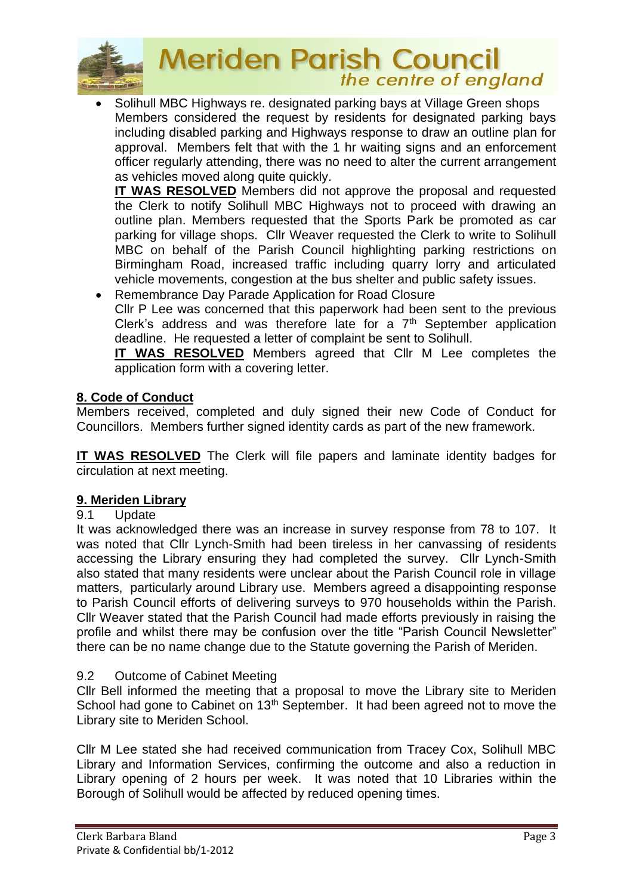- Solihull MBC Highways re. designated parking bays at Village Green shops
  Members considered the request by residents for designated parking bays including disabled parking and Highways response to draw an outline plan for approval. Members felt that with the 1 hr waiting signs and an enforcement officer regularly attending, there was no need to alter the current arrangement as vehicles moved along quite quickly.
  **IT WAS RESOLVED** Members did not approve the proposal and requested the Clerk to notify Solihull MBC Highways not to proceed with drawing an outline plan. Members requested that the Sports Park be promoted as car parking for village shops. Cllr Weaver requested the Clerk to write to Solihull MBC on behalf of the Parish Council highlighting parking restrictions on Birmingham Road, increased traffic including quarry lorry and articulated vehicle movements, congestion at the bus shelter and public safety issues.
- Remembrance Day Parade Application for Road Closure
  Cllr P Lee was concerned that this paperwork had been sent to the previous Clerk's address and was therefore late for a 7th September application deadline. He requested a letter of complaint be sent to Solihull.
  **IT WAS RESOLVED** Members agreed that Cllr M Lee completes the application form with a covering letter.

## 8. Code of Conduct

Members received, completed and duly signed their new Code of Conduct for Councillors. Members further signed identity cards as part of the new framework.

**IT WAS RESOLVED** The Clerk will file papers and laminate identity badges for circulation at next meeting.

## 9. Meriden Library

9.1 Update

It was acknowledged there was an increase in survey response from 78 to 107. It was noted that Cllr Lynch-Smith had been tireless in her canvassing of residents accessing the Library ensuring they had completed the survey. Cllr Lynch-Smith also stated that many residents were unclear about the Parish Council role in village matters, particularly around Library use. Members agreed a disappointing response to Parish Council efforts of delivering surveys to 970 households within the Parish. Cllr Weaver stated that the Parish Council had made efforts previously in raising the profile and whilst there may be confusion over the title "Parish Council Newsletter" there can be no name change due to the Statute governing the Parish of Meriden.

9.2 Outcome of Cabinet Meeting

Cllr Bell informed the meeting that a proposal to move the Library site to Meriden School had gone to Cabinet on 13th September. It had been agreed not to move the Library site to Meriden School.

Cllr M Lee stated she had received communication from Tracey Cox, Solihull MBC Library and Information Services, confirming the outcome and also a reduction in Library opening of 2 hours per week. It was noted that 10 Libraries within the Borough of Solihull would be affected by reduced opening times.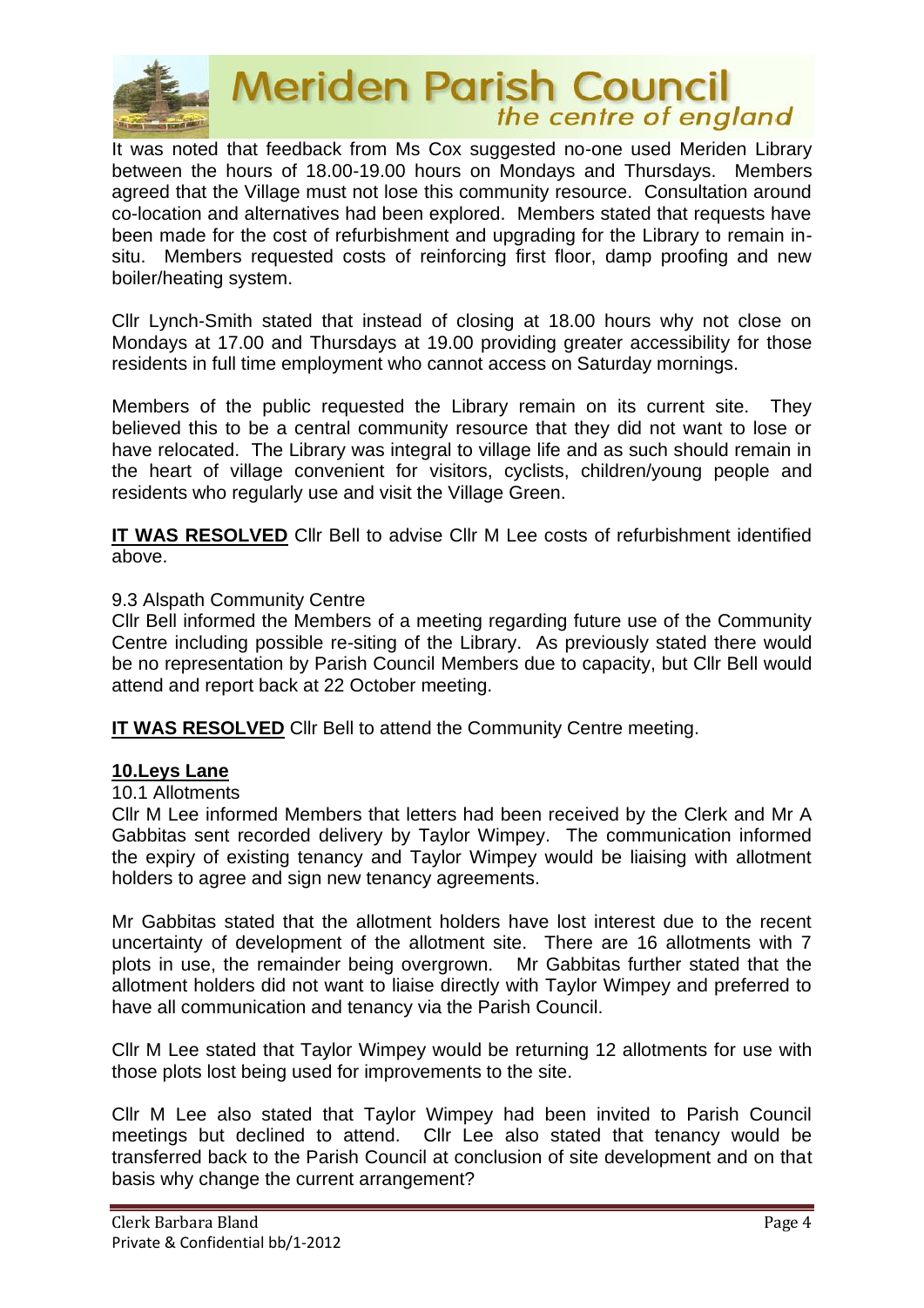It was noted that feedback from Ms Cox suggested no-one used Meriden Library between the hours of 18.00-19.00 hours on Mondays and Thursdays. Members agreed that the Village must not lose this community resource. Consultation around co-location and alternatives had been explored. Members stated that requests have been made for the cost of refurbishment and upgrading for the Library to remain in-situ. Members requested costs of reinforcing first floor, damp proofing and new boiler/heating system.

Cllr Lynch-Smith stated that instead of closing at 18.00 hours why not close on Mondays at 17.00 and Thursdays at 19.00 providing greater accessibility for those residents in full time employment who cannot access on Saturday mornings.

Members of the public requested the Library remain on its current site. They believed this to be a central community resource that they did not want to lose or have relocated. The Library was integral to village life and as such should remain in the heart of village convenient for visitors, cyclists, children/young people and residents who regularly use and visit the Village Green.

**IT WAS RESOLVED** Cllr Bell to advise Cllr M Lee costs of refurbishment identified above.

9.3 Alspath Community Centre

Cllr Bell informed the Members of a meeting regarding future use of the Community Centre including possible re-siting of the Library. As previously stated there would be no representation by Parish Council Members due to capacity, but Cllr Bell would attend and report back at 22 October meeting.

**IT WAS RESOLVED** Cllr Bell to attend the Community Centre meeting.

## 10.Leys Lane

10.1 Allotments

Cllr M Lee informed Members that letters had been received by the Clerk and Mr A Gabbitas sent recorded delivery by Taylor Wimpey. The communication informed the expiry of existing tenancy and Taylor Wimpey would be liaising with allotment holders to agree and sign new tenancy agreements.

Mr Gabbitas stated that the allotment holders have lost interest due to the recent uncertainty of development of the allotment site. There are 16 allotments with 7 plots in use, the remainder being overgrown. Mr Gabbitas further stated that the allotment holders did not want to liaise directly with Taylor Wimpey and preferred to have all communication and tenancy via the Parish Council.

Cllr M Lee stated that Taylor Wimpey would be returning 12 allotments for use with those plots lost being used for improvements to the site.

Cllr M Lee also stated that Taylor Wimpey had been invited to Parish Council meetings but declined to attend. Cllr Lee also stated that tenancy would be transferred back to the Parish Council at conclusion of site development and on that basis why change the current arrangement?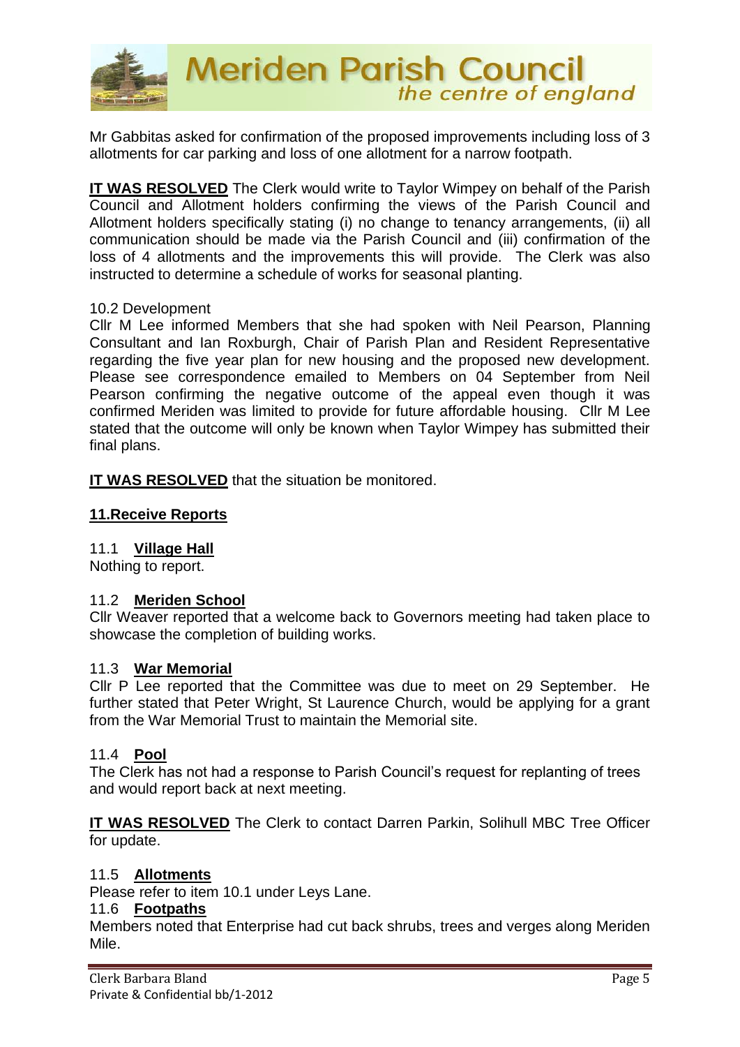Mr Gabbitas asked for confirmation of the proposed improvements including loss of 3 allotments for car parking and loss of one allotment for a narrow footpath.

**IT WAS RESOLVED** The Clerk would write to Taylor Wimpey on behalf of the Parish Council and Allotment holders confirming the views of the Parish Council and Allotment holders specifically stating (i) no change to tenancy arrangements, (ii) all communication should be made via the Parish Council and (iii) confirmation of the loss of 4 allotments and the improvements this will provide. The Clerk was also instructed to determine a schedule of works for seasonal planting.

10.2 Development

Cllr M Lee informed Members that she had spoken with Neil Pearson, Planning Consultant and Ian Roxburgh, Chair of Parish Plan and Resident Representative regarding the five year plan for new housing and the proposed new development. Please see correspondence emailed to Members on 04 September from Neil Pearson confirming the negative outcome of the appeal even though it was confirmed Meriden was limited to provide for future affordable housing. Cllr M Lee stated that the outcome will only be known when Taylor Wimpey has submitted their final plans.

**IT WAS RESOLVED** that the situation be monitored.

## 11.Receive Reports

### 11.1 Village Hall

Nothing to report.

### 11.2 Meriden School

Cllr Weaver reported that a welcome back to Governors meeting had taken place to showcase the completion of building works.

### 11.3 War Memorial

Cllr P Lee reported that the Committee was due to meet on 29 September. He further stated that Peter Wright, St Laurence Church, would be applying for a grant from the War Memorial Trust to maintain the Memorial site.

### 11.4 Pool

The Clerk has not had a response to Parish Council's request for replanting of trees and would report back at next meeting.

**IT WAS RESOLVED** The Clerk to contact Darren Parkin, Solihull MBC Tree Officer for update.

### 11.5 Allotments

Please refer to item 10.1 under Leys Lane.

### 11.6 Footpaths

Members noted that Enterprise had cut back shrubs, trees and verges along Meriden Mile.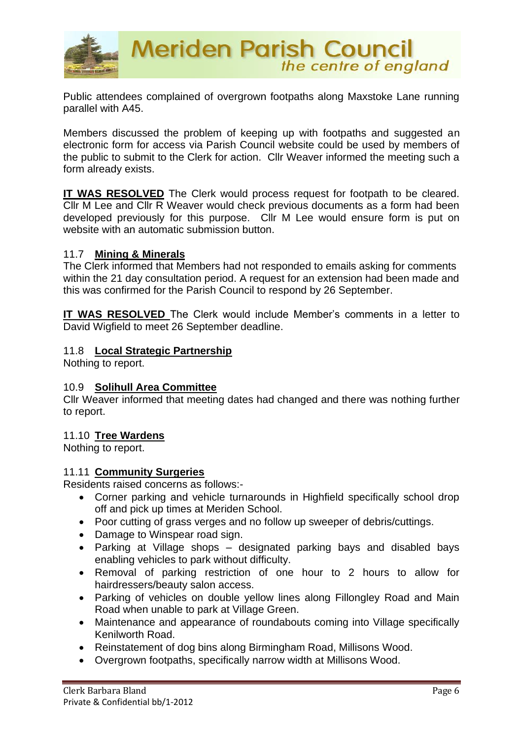Public attendees complained of overgrown footpaths along Maxstoke Lane running parallel with A45.

Members discussed the problem of keeping up with footpaths and suggested an electronic form for access via Parish Council website could be used by members of the public to submit to the Clerk for action. Cllr Weaver informed the meeting such a form already exists.

**IT WAS RESOLVED** The Clerk would process request for footpath to be cleared. Cllr M Lee and Cllr R Weaver would check previous documents as a form had been developed previously for this purpose. Cllr M Lee would ensure form is put on website with an automatic submission button.

### 11.7 **Mining & Minerals**

The Clerk informed that Members had not responded to emails asking for comments within the 21 day consultation period. A request for an extension had been made and this was confirmed for the Parish Council to respond by 26 September.

**IT WAS RESOLVED** The Clerk would include Member's comments in a letter to David Wigfield to meet 26 September deadline.

### 11.8 **Local Strategic Partnership**

Nothing to report.

### 10.9 **Solihull Area Committee**

Cllr Weaver informed that meeting dates had changed and there was nothing further to report.

### 11.10 **Tree Wardens**

Nothing to report.

### 11.11 **Community Surgeries**

Residents raised concerns as follows:-

- Corner parking and vehicle turnarounds in Highfield specifically school drop off and pick up times at Meriden School.
- Poor cutting of grass verges and no follow up sweeper of debris/cuttings.
- Damage to Winspear road sign.
- Parking at Village shops – designated parking bays and disabled bays enabling vehicles to park without difficulty.
- Removal of parking restriction of one hour to 2 hours to allow for hairdressers/beauty salon access.
- Parking of vehicles on double yellow lines along Fillongley Road and Main Road when unable to park at Village Green.
- Maintenance and appearance of roundabouts coming into Village specifically Kenilworth Road.
- Reinstatement of dog bins along Birmingham Road, Millisons Wood.
- Overgrown footpaths, specifically narrow width at Millisons Wood.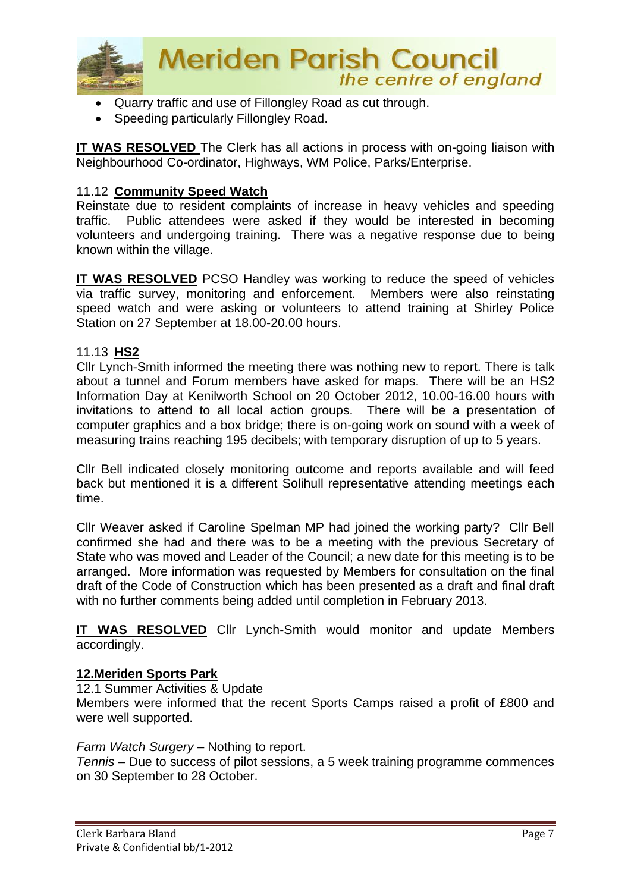- Quarry traffic and use of Fillongley Road as cut through.
- Speeding particularly Fillongley Road.

**IT WAS RESOLVED** The Clerk has all actions in process with on-going liaison with Neighbourhood Co-ordinator, Highways, WM Police, Parks/Enterprise.

11.12 **Community Speed Watch**

Reinstate due to resident complaints of increase in heavy vehicles and speeding traffic. Public attendees were asked if they would be interested in becoming volunteers and undergoing training. There was a negative response due to being known within the village.

**IT WAS RESOLVED** PCSO Handley was working to reduce the speed of vehicles via traffic survey, monitoring and enforcement. Members were also reinstating speed watch and were asking or volunteers to attend training at Shirley Police Station on 27 September at 18.00-20.00 hours.

11.13 **HS2**

Cllr Lynch-Smith informed the meeting there was nothing new to report. There is talk about a tunnel and Forum members have asked for maps. There will be an HS2 Information Day at Kenilworth School on 20 October 2012, 10.00-16.00 hours with invitations to attend to all local action groups. There will be a presentation of computer graphics and a box bridge; there is on-going work on sound with a week of measuring trains reaching 195 decibels; with temporary disruption of up to 5 years.

Cllr Bell indicated closely monitoring outcome and reports available and will feed back but mentioned it is a different Solihull representative attending meetings each time.

Cllr Weaver asked if Caroline Spelman MP had joined the working party? Cllr Bell confirmed she had and there was to be a meeting with the previous Secretary of State who was moved and Leader of the Council; a new date for this meeting is to be arranged. More information was requested by Members for consultation on the final draft of the Code of Construction which has been presented as a draft and final draft with no further comments being added until completion in February 2013.

**IT WAS RESOLVED** Cllr Lynch-Smith would monitor and update Members accordingly.

**12.Meriden Sports Park**

12.1 Summer Activities & Update

Members were informed that the recent Sports Camps raised a profit of £800 and were well supported.

*Farm Watch Surgery* – Nothing to report.

*Tennis* – Due to success of pilot sessions, a 5 week training programme commences on 30 September to 28 October.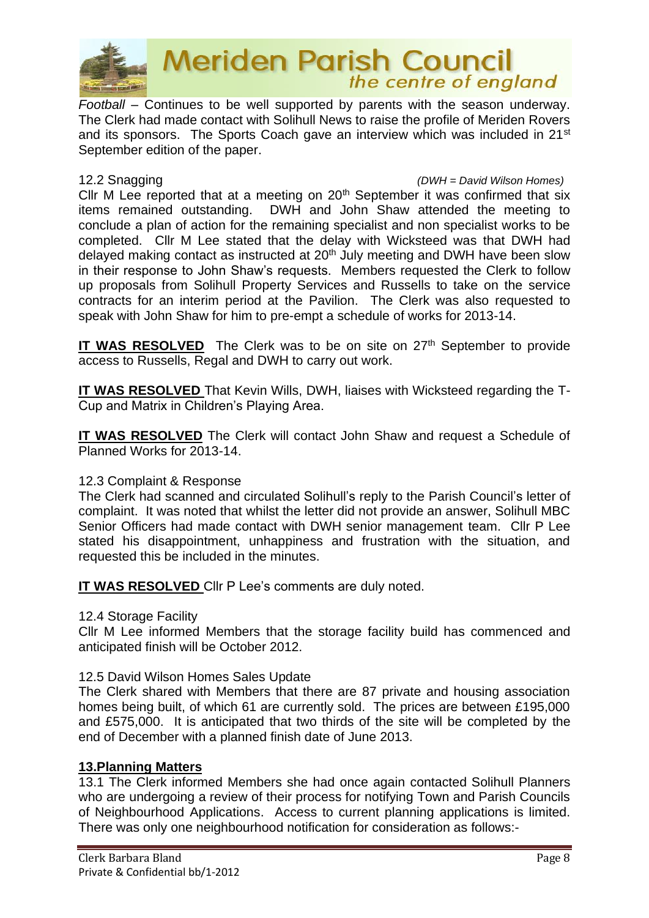*Football* – Continues to be well supported by parents with the season underway. The Clerk had made contact with Solihull News to raise the profile of Meriden Rovers and its sponsors. The Sports Coach gave an interview which was included in 21st September edition of the paper.

12.2 Snagging *(DWH = David Wilson Homes)*

Cllr M Lee reported that at a meeting on 20th September it was confirmed that six items remained outstanding. DWH and John Shaw attended the meeting to conclude a plan of action for the remaining specialist and non specialist works to be completed. Cllr M Lee stated that the delay with Wicksteed was that DWH had delayed making contact as instructed at 20th July meeting and DWH have been slow in their response to John Shaw's requests. Members requested the Clerk to follow up proposals from Solihull Property Services and Russells to take on the service contracts for an interim period at the Pavilion. The Clerk was also requested to speak with John Shaw for him to pre-empt a schedule of works for 2013-14.

**IT WAS RESOLVED** The Clerk was to be on site on 27th September to provide access to Russells, Regal and DWH to carry out work.

**IT WAS RESOLVED** That Kevin Wills, DWH, liaises with Wicksteed regarding the T-Cup and Matrix in Children's Playing Area.

**IT WAS RESOLVED** The Clerk will contact John Shaw and request a Schedule of Planned Works for 2013-14.

12.3 Complaint & Response

The Clerk had scanned and circulated Solihull's reply to the Parish Council's letter of complaint. It was noted that whilst the letter did not provide an answer, Solihull MBC Senior Officers had made contact with DWH senior management team. Cllr P Lee stated his disappointment, unhappiness and frustration with the situation, and requested this be included in the minutes.

**IT WAS RESOLVED** Cllr P Lee's comments are duly noted.

12.4 Storage Facility

Cllr M Lee informed Members that the storage facility build has commenced and anticipated finish will be October 2012.

12.5 David Wilson Homes Sales Update

The Clerk shared with Members that there are 87 private and housing association homes being built, of which 61 are currently sold. The prices are between £195,000 and £575,000. It is anticipated that two thirds of the site will be completed by the end of December with a planned finish date of June 2013.

## 13.Planning Matters

13.1 The Clerk informed Members she had once again contacted Solihull Planners who are undergoing a review of their process for notifying Town and Parish Councils of Neighbourhood Applications. Access to current planning applications is limited. There was only one neighbourhood notification for consideration as follows:-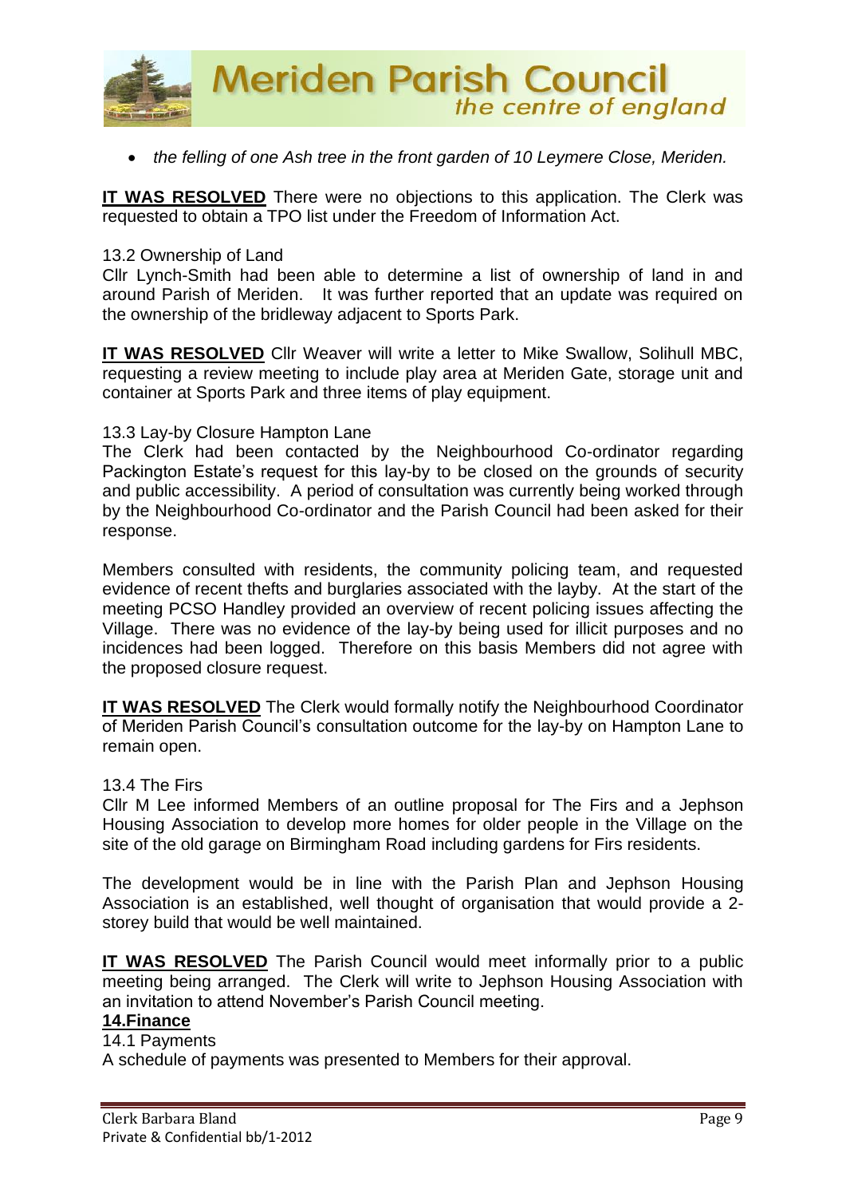- *the felling of one Ash tree in the front garden of 10 Leymere Close, Meriden.*

**IT WAS RESOLVED** There were no objections to this application. The Clerk was requested to obtain a TPO list under the Freedom of Information Act.

13.2 Ownership of Land

Cllr Lynch-Smith had been able to determine a list of ownership of land in and around Parish of Meriden. It was further reported that an update was required on the ownership of the bridleway adjacent to Sports Park.

**IT WAS RESOLVED** Cllr Weaver will write a letter to Mike Swallow, Solihull MBC, requesting a review meeting to include play area at Meriden Gate, storage unit and container at Sports Park and three items of play equipment.

13.3 Lay-by Closure Hampton Lane

The Clerk had been contacted by the Neighbourhood Co-ordinator regarding Packington Estate's request for this lay-by to be closed on the grounds of security and public accessibility. A period of consultation was currently being worked through by the Neighbourhood Co-ordinator and the Parish Council had been asked for their response.

Members consulted with residents, the community policing team, and requested evidence of recent thefts and burglaries associated with the layby. At the start of the meeting PCSO Handley provided an overview of recent policing issues affecting the Village. There was no evidence of the lay-by being used for illicit purposes and no incidences had been logged. Therefore on this basis Members did not agree with the proposed closure request.

**IT WAS RESOLVED** The Clerk would formally notify the Neighbourhood Coordinator of Meriden Parish Council's consultation outcome for the lay-by on Hampton Lane to remain open.

13.4 The Firs

Cllr M Lee informed Members of an outline proposal for The Firs and a Jephson Housing Association to develop more homes for older people in the Village on the site of the old garage on Birmingham Road including gardens for Firs residents.

The development would be in line with the Parish Plan and Jephson Housing Association is an established, well thought of organisation that would provide a 2-storey build that would be well maintained.

**IT WAS RESOLVED** The Parish Council would meet informally prior to a public meeting being arranged. The Clerk will write to Jephson Housing Association with an invitation to attend November's Parish Council meeting.

**14.Finance**

14.1 Payments

A schedule of payments was presented to Members for their approval.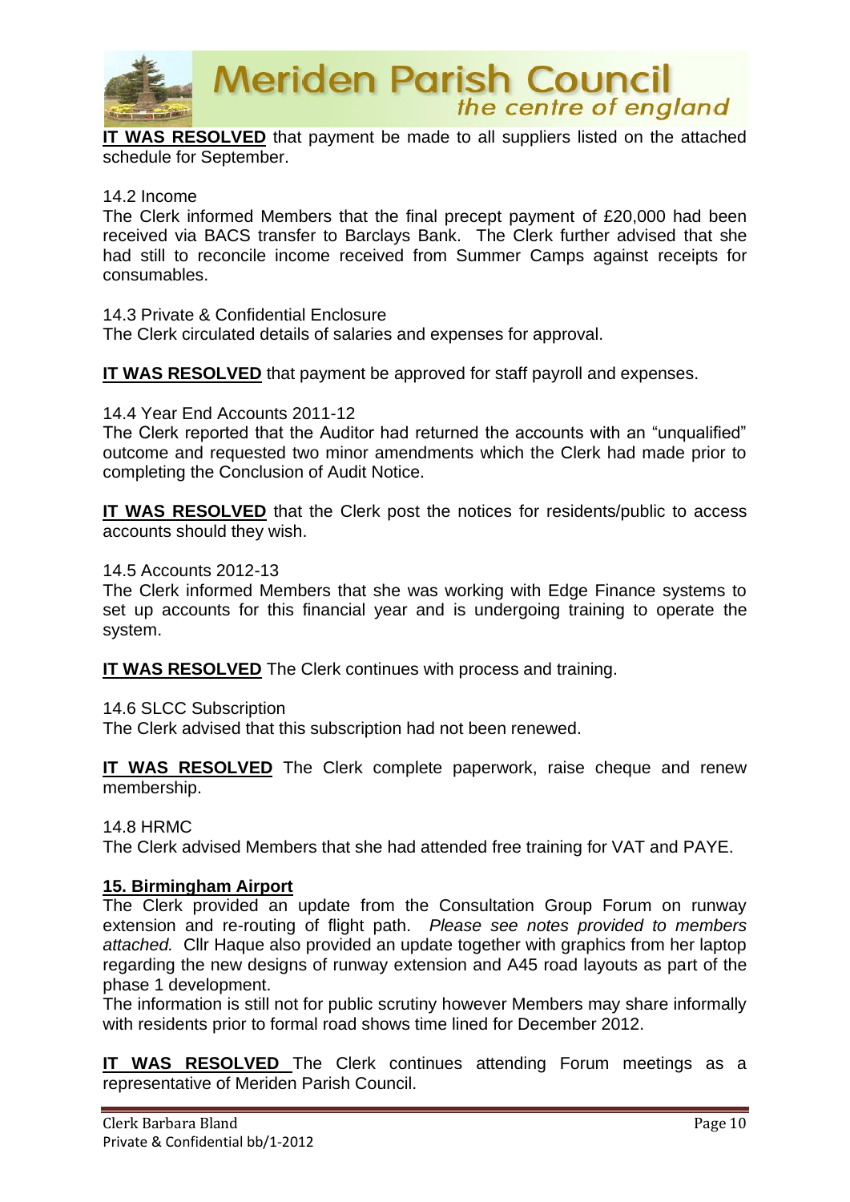**IT WAS RESOLVED** that payment be made to all suppliers listed on the attached schedule for September.

14.2 Income
The Clerk informed Members that the final precept payment of £20,000 had been received via BACS transfer to Barclays Bank. The Clerk further advised that she had still to reconcile income received from Summer Camps against receipts for consumables.

14.3 Private & Confidential Enclosure
The Clerk circulated details of salaries and expenses for approval.

**IT WAS RESOLVED** that payment be approved for staff payroll and expenses.

14.4 Year End Accounts 2011-12
The Clerk reported that the Auditor had returned the accounts with an "unqualified" outcome and requested two minor amendments which the Clerk had made prior to completing the Conclusion of Audit Notice.

**IT WAS RESOLVED** that the Clerk post the notices for residents/public to access accounts should they wish.

14.5 Accounts 2012-13
The Clerk informed Members that she was working with Edge Finance systems to set up accounts for this financial year and is undergoing training to operate the system.

**IT WAS RESOLVED** The Clerk continues with process and training.

14.6 SLCC Subscription
The Clerk advised that this subscription had not been renewed.

**IT WAS RESOLVED** The Clerk complete paperwork, raise cheque and renew membership.

14.8 HRMC
The Clerk advised Members that she had attended free training for VAT and PAYE.

## 15. Birmingham Airport

The Clerk provided an update from the Consultation Group Forum on runway extension and re-routing of flight path. *Please see notes provided to members attached.* Cllr Haque also provided an update together with graphics from her laptop regarding the new designs of runway extension and A45 road layouts as part of the phase 1 development.
The information is still not for public scrutiny however Members may share informally with residents prior to formal road shows time lined for December 2012.

**IT WAS RESOLVED** The Clerk continues attending Forum meetings as a representative of Meriden Parish Council.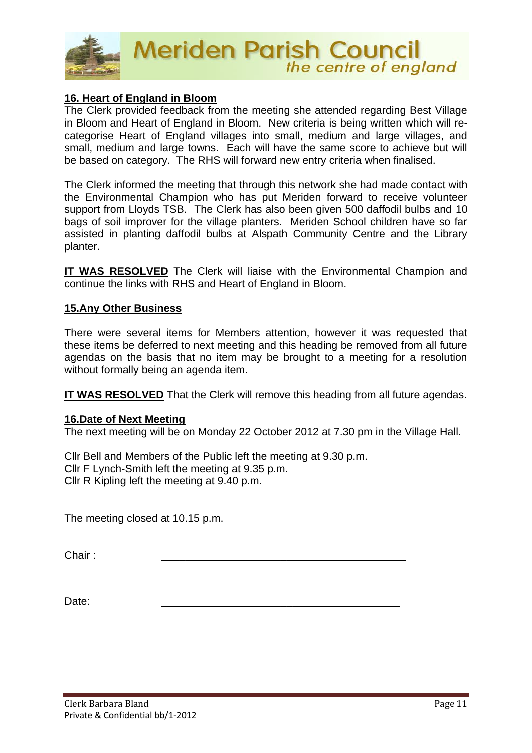**16. Heart of England in Bloom**

The Clerk provided feedback from the meeting she attended regarding Best Village in Bloom and Heart of England in Bloom. New criteria is being written which will re-categorise Heart of England villages into small, medium and large villages, and small, medium and large towns. Each will have the same score to achieve but will be based on category. The RHS will forward new entry criteria when finalised.

The Clerk informed the meeting that through this network she had made contact with the Environmental Champion who has put Meriden forward to receive volunteer support from Lloyds TSB. The Clerk has also been given 500 daffodil bulbs and 10 bags of soil improver for the village planters. Meriden School children have so far assisted in planting daffodil bulbs at Alspath Community Centre and the Library planter.

**IT WAS RESOLVED** The Clerk will liaise with the Environmental Champion and continue the links with RHS and Heart of England in Bloom.

**15.Any Other Business**

There were several items for Members attention, however it was requested that these items be deferred to next meeting and this heading be removed from all future agendas on the basis that no item may be brought to a meeting for a resolution without formally being an agenda item.

**IT WAS RESOLVED** That the Clerk will remove this heading from all future agendas.

**16.Date of Next Meeting**

The next meeting will be on Monday 22 October 2012 at 7.30 pm in the Village Hall.

Cllr Bell and Members of the Public left the meeting at 9.30 p.m.
Cllr F Lynch-Smith left the meeting at 9.35 p.m.
Cllr R Kipling left the meeting at 9.40 p.m.

The meeting closed at 10.15 p.m.

Chair : ________________________________________

Date: ________________________________________